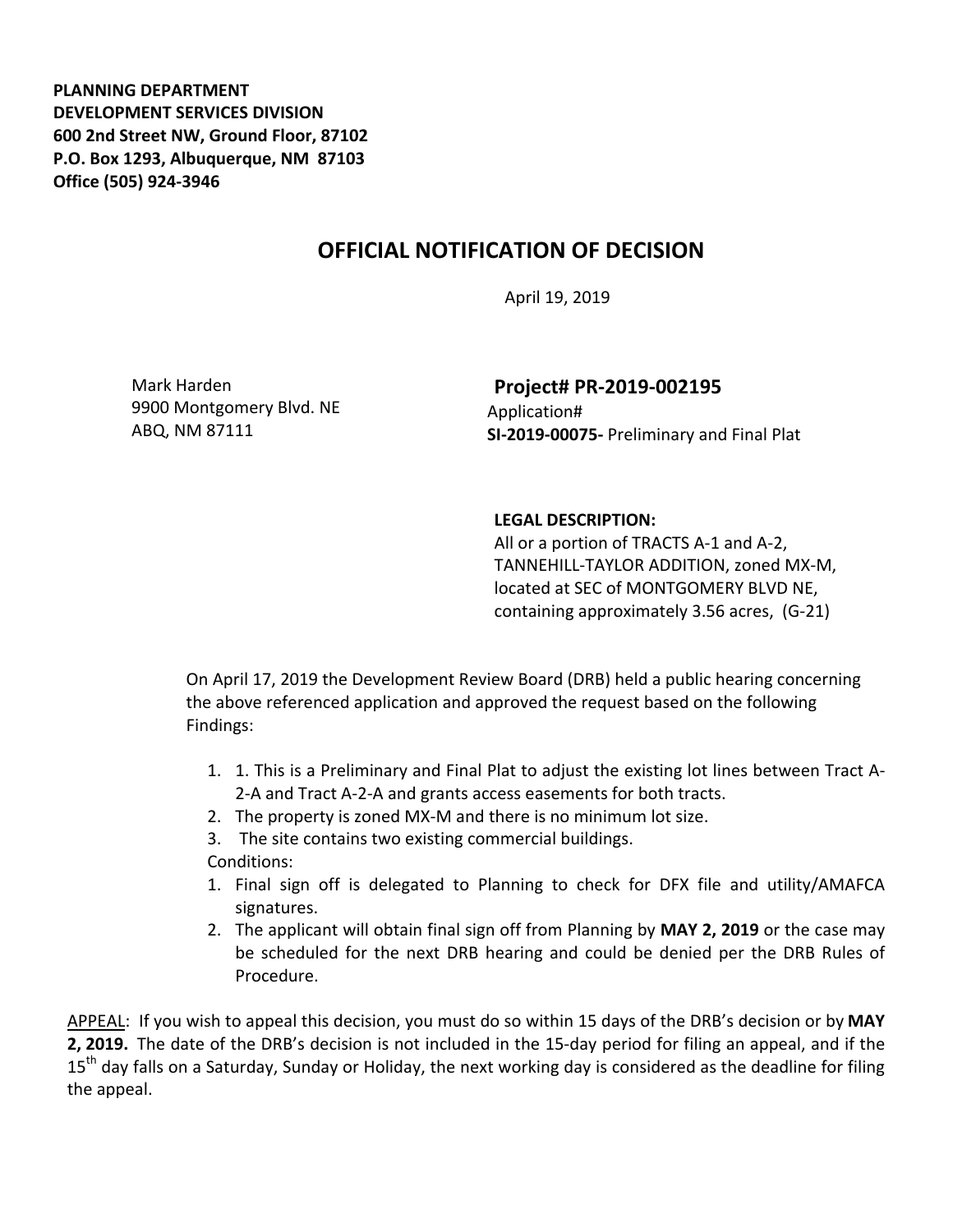**PLANNING DEPARTMENT**
**DEVELOPMENT SERVICES DIVISION**
**600 2nd Street NW, Ground Floor, 87102**
**P.O. Box 1293, Albuquerque, NM 87103**
**Office (505) 924-3946**

# OFFICIAL NOTIFICATION OF DECISION

April 19, 2019

Mark Harden
9900 Montgomery Blvd. NE
ABQ, NM 87111

**Project# PR-2019-002195**
Application#
**SI-2019-00075-** Preliminary and Final Plat

**LEGAL DESCRIPTION:**
All or a portion of TRACTS A-1 and A-2, TANNEHILL-TAYLOR ADDITION, zoned MX-M, located at SEC of MONTGOMERY BLVD NE, containing approximately 3.56 acres, (G-21)

On April 17, 2019 the Development Review Board (DRB) held a public hearing concerning the above referenced application and approved the request based on the following Findings:

1. 1. This is a Preliminary and Final Plat to adjust the existing lot lines between Tract A-2-A and Tract A-2-A and grants access easements for both tracts.
2. The property is zoned MX-M and there is no minimum lot size.
3. The site contains two existing commercial buildings.

Conditions:

1. Final sign off is delegated to Planning to check for DFX file and utility/AMAFCA signatures.
2. The applicant will obtain final sign off from Planning by **MAY 2, 2019** or the case may be scheduled for the next DRB hearing and could be denied per the DRB Rules of Procedure.

APPEAL: If you wish to appeal this decision, you must do so within 15 days of the DRB's decision or by **MAY 2, 2019.** The date of the DRB's decision is not included in the 15-day period for filing an appeal, and if the 15th day falls on a Saturday, Sunday or Holiday, the next working day is considered as the deadline for filing the appeal.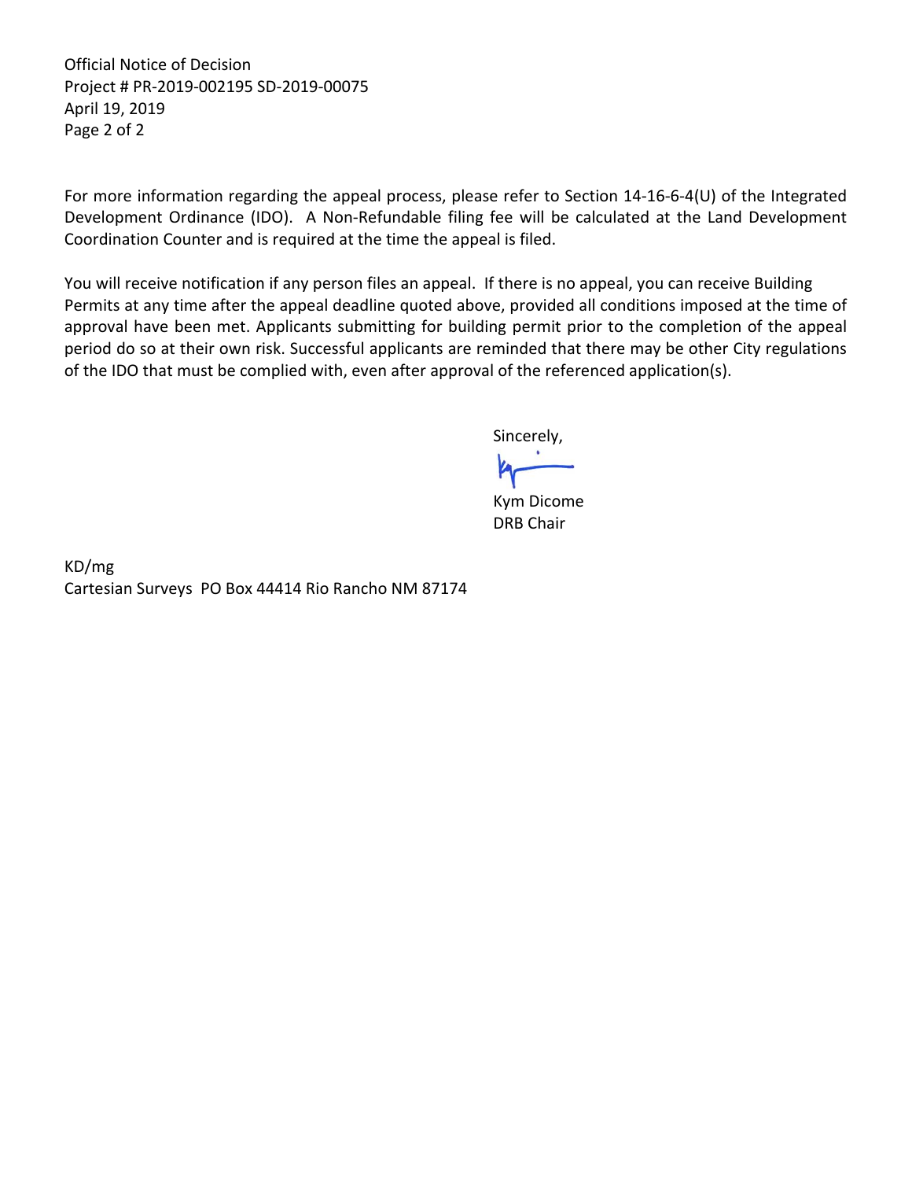For more information regarding the appeal process, please refer to Section 14-16-6-4(U) of the Integrated Development Ordinance (IDO). A Non-Refundable filing fee will be calculated at the Land Development Coordination Counter and is required at the time the appeal is filed.

You will receive notification if any person files an appeal. If there is no appeal, you can receive Building Permits at any time after the appeal deadline quoted above, provided all conditions imposed at the time of approval have been met. Applicants submitting for building permit prior to the completion of the appeal period do so at their own risk. Successful applicants are reminded that there may be other City regulations of the IDO that must be complied with, even after approval of the referenced application(s).

Sincerely,

Kym Dicome
DRB Chair

KD/mg
Cartesian Surveys PO Box 44414 Rio Rancho NM 87174